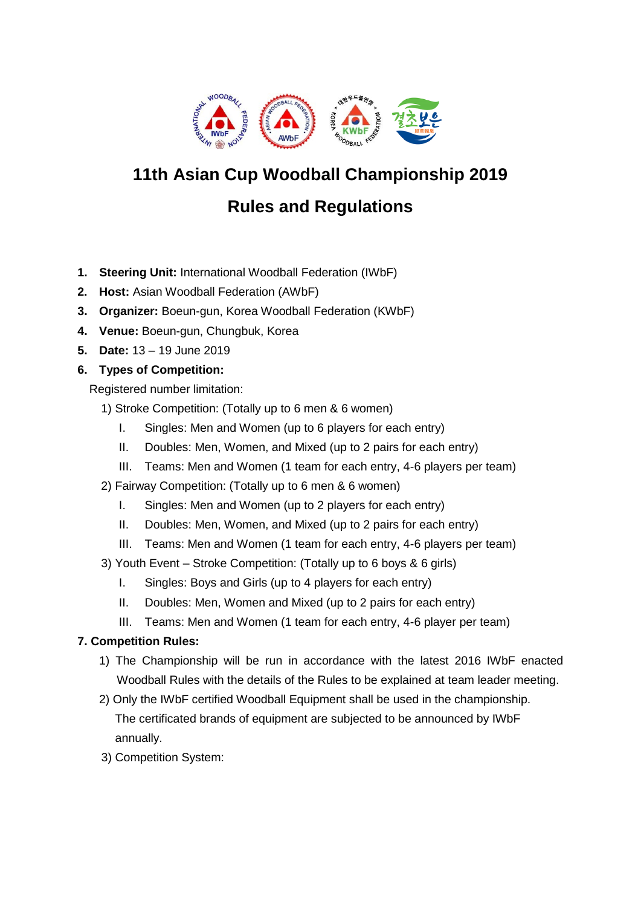# 11th Asian Cup Woodball Championship 2019

## Rules and Regulations

1. **Steering Unit:** International Woodball Federation (IWbF)
2. **Host:** Asian Woodball Federation (AWbF)
3. **Organizer:** Boeun-gun, Korea Woodball Federation (KWbF)
4. **Venue:** Boeun-gun, Chungbuk, Korea
5. **Date:** 13 – 19 June 2019
6. **Types of Competition:**

   Registered number limitation:

   1) Stroke Competition: (Totally up to 6 men & 6 women)
      - I. Singles: Men and Women (up to 6 players for each entry)
      - II. Doubles: Men, Women, and Mixed (up to 2 pairs for each entry)
      - III. Teams: Men and Women (1 team for each entry, 4-6 players per team)

   2) Fairway Competition: (Totally up to 6 men & 6 women)
      - I. Singles: Men and Women (up to 2 players for each entry)
      - II. Doubles: Men, Women, and Mixed (up to 2 pairs for each entry)
      - III. Teams: Men and Women (1 team for each entry, 4-6 players per team)

   3) Youth Event – Stroke Competition: (Totally up to 6 boys & 6 girls)
      - I. Singles: Boys and Girls (up to 4 players for each entry)
      - II. Doubles: Men, Women and Mixed (up to 2 pairs for each entry)
      - III. Teams: Men and Women (1 team for each entry, 4-6 player per team)

**7. Competition Rules:**

1) The Championship will be run in accordance with the latest 2016 IWbF enacted Woodball Rules with the details of the Rules to be explained at team leader meeting.
2) Only the IWbF certified Woodball Equipment shall be used in the championship. The certificated brands of equipment are subjected to be announced by IWbF annually.
3) Competition System: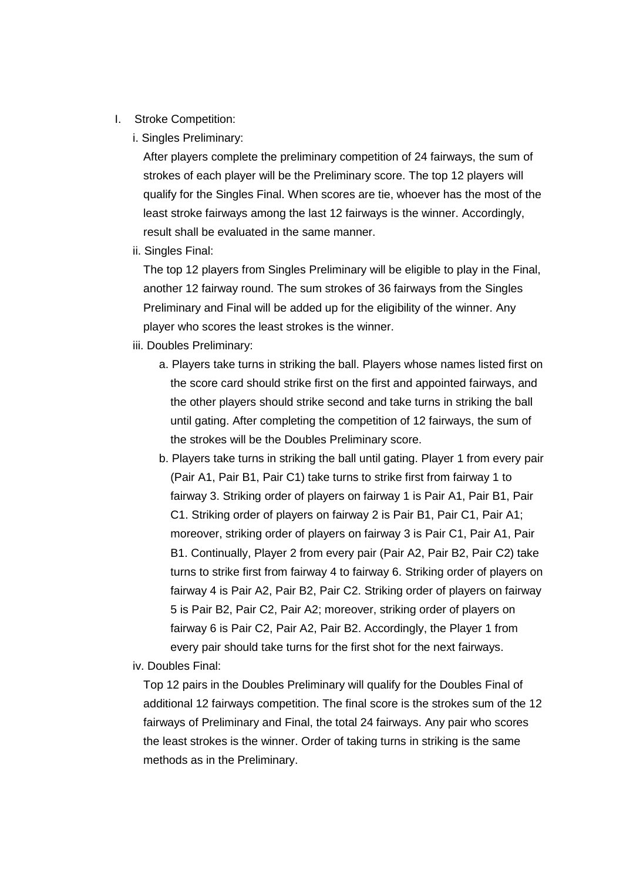I. Stroke Competition:

i. Singles Preliminary:

After players complete the preliminary competition of 24 fairways, the sum of strokes of each player will be the Preliminary score. The top 12 players will qualify for the Singles Final. When scores are tie, whoever has the most of the least stroke fairways among the last 12 fairways is the winner. Accordingly, result shall be evaluated in the same manner.

ii. Singles Final:

The top 12 players from Singles Preliminary will be eligible to play in the Final, another 12 fairway round. The sum strokes of 36 fairways from the Singles Preliminary and Final will be added up for the eligibility of the winner. Any player who scores the least strokes is the winner.

iii. Doubles Preliminary:

a. Players take turns in striking the ball. Players whose names listed first on the score card should strike first on the first and appointed fairways, and the other players should strike second and take turns in striking the ball until gating. After completing the competition of 12 fairways, the sum of the strokes will be the Doubles Preliminary score.

b. Players take turns in striking the ball until gating. Player 1 from every pair (Pair A1, Pair B1, Pair C1) take turns to strike first from fairway 1 to fairway 3. Striking order of players on fairway 1 is Pair A1, Pair B1, Pair C1. Striking order of players on fairway 2 is Pair B1, Pair C1, Pair A1; moreover, striking order of players on fairway 3 is Pair C1, Pair A1, Pair B1. Continually, Player 2 from every pair (Pair A2, Pair B2, Pair C2) take turns to strike first from fairway 4 to fairway 6. Striking order of players on fairway 4 is Pair A2, Pair B2, Pair C2. Striking order of players on fairway 5 is Pair B2, Pair C2, Pair A2; moreover, striking order of players on fairway 6 is Pair C2, Pair A2, Pair B2. Accordingly, the Player 1 from every pair should take turns for the first shot for the next fairways.

iv. Doubles Final:

Top 12 pairs in the Doubles Preliminary will qualify for the Doubles Final of additional 12 fairways competition. The final score is the strokes sum of the 12 fairways of Preliminary and Final, the total 24 fairways. Any pair who scores the least strokes is the winner. Order of taking turns in striking is the same methods as in the Preliminary.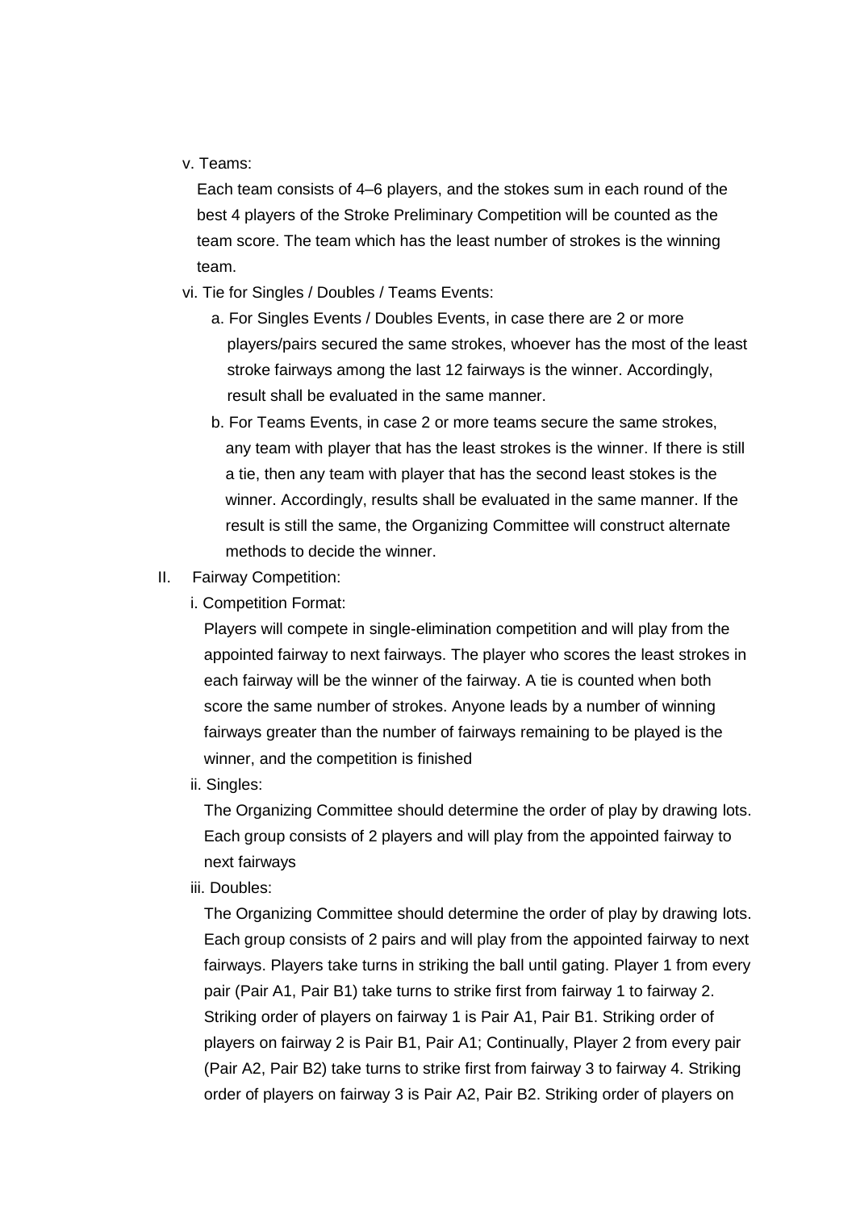v. Teams:

Each team consists of 4–6 players, and the stokes sum in each round of the best 4 players of the Stroke Preliminary Competition will be counted as the team score. The team which has the least number of strokes is the winning team.

vi. Tie for Singles / Doubles / Teams Events:

a. For Singles Events / Doubles Events, in case there are 2 or more players/pairs secured the same strokes, whoever has the most of the least stroke fairways among the last 12 fairways is the winner. Accordingly, result shall be evaluated in the same manner.

b. For Teams Events, in case 2 or more teams secure the same strokes, any team with player that has the least strokes is the winner. If there is still a tie, then any team with player that has the second least stokes is the winner. Accordingly, results shall be evaluated in the same manner. If the result is still the same, the Organizing Committee will construct alternate methods to decide the winner.

II. Fairway Competition:

i. Competition Format:

Players will compete in single-elimination competition and will play from the appointed fairway to next fairways. The player who scores the least strokes in each fairway will be the winner of the fairway. A tie is counted when both score the same number of strokes. Anyone leads by a number of winning fairways greater than the number of fairways remaining to be played is the winner, and the competition is finished

ii. Singles:

The Organizing Committee should determine the order of play by drawing lots. Each group consists of 2 players and will play from the appointed fairway to next fairways

iii. Doubles:

The Organizing Committee should determine the order of play by drawing lots. Each group consists of 2 pairs and will play from the appointed fairway to next fairways. Players take turns in striking the ball until gating. Player 1 from every pair (Pair A1, Pair B1) take turns to strike first from fairway 1 to fairway 2. Striking order of players on fairway 1 is Pair A1, Pair B1. Striking order of players on fairway 2 is Pair B1, Pair A1; Continually, Player 2 from every pair (Pair A2, Pair B2) take turns to strike first from fairway 3 to fairway 4. Striking order of players on fairway 3 is Pair A2, Pair B2. Striking order of players on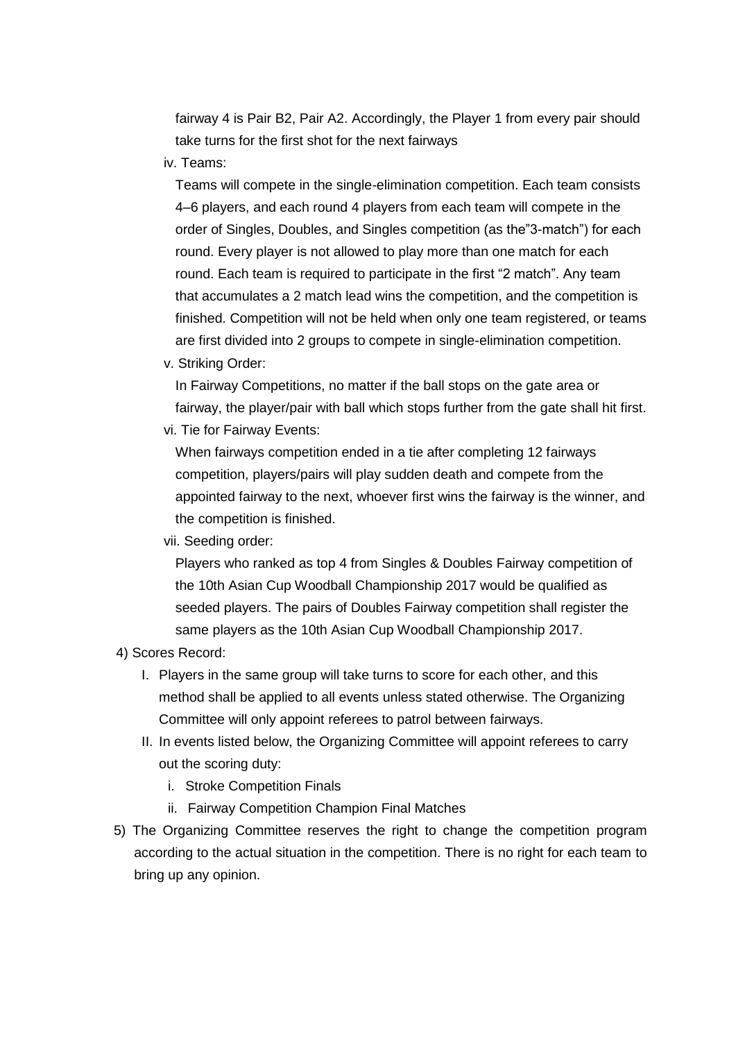fairway 4 is Pair B2, Pair A2. Accordingly, the Player 1 from every pair should take turns for the first shot for the next fairways

iv. Teams:

Teams will compete in the single-elimination competition. Each team consists 4–6 players, and each round 4 players from each team will compete in the order of Singles, Doubles, and Singles competition (as the"3-match") for each round. Every player is not allowed to play more than one match for each round. Each team is required to participate in the first "2 match". Any team that accumulates a 2 match lead wins the competition, and the competition is finished. Competition will not be held when only one team registered, or teams are first divided into 2 groups to compete in single-elimination competition.

v. Striking Order:

In Fairway Competitions, no matter if the ball stops on the gate area or fairway, the player/pair with ball which stops further from the gate shall hit first.

vi. Tie for Fairway Events:

When fairways competition ended in a tie after completing 12 fairways competition, players/pairs will play sudden death and compete from the appointed fairway to the next, whoever first wins the fairway is the winner, and the competition is finished.

vii. Seeding order:

Players who ranked as top 4 from Singles & Doubles Fairway competition of the 10th Asian Cup Woodball Championship 2017 would be qualified as seeded players. The pairs of Doubles Fairway competition shall register the same players as the 10th Asian Cup Woodball Championship 2017.

4) Scores Record:

I. Players in the same group will take turns to score for each other, and this method shall be applied to all events unless stated otherwise. The Organizing Committee will only appoint referees to patrol between fairways.

II. In events listed below, the Organizing Committee will appoint referees to carry out the scoring duty:

i. Stroke Competition Finals

ii. Fairway Competition Champion Final Matches

5) The Organizing Committee reserves the right to change the competition program according to the actual situation in the competition. There is no right for each team to bring up any opinion.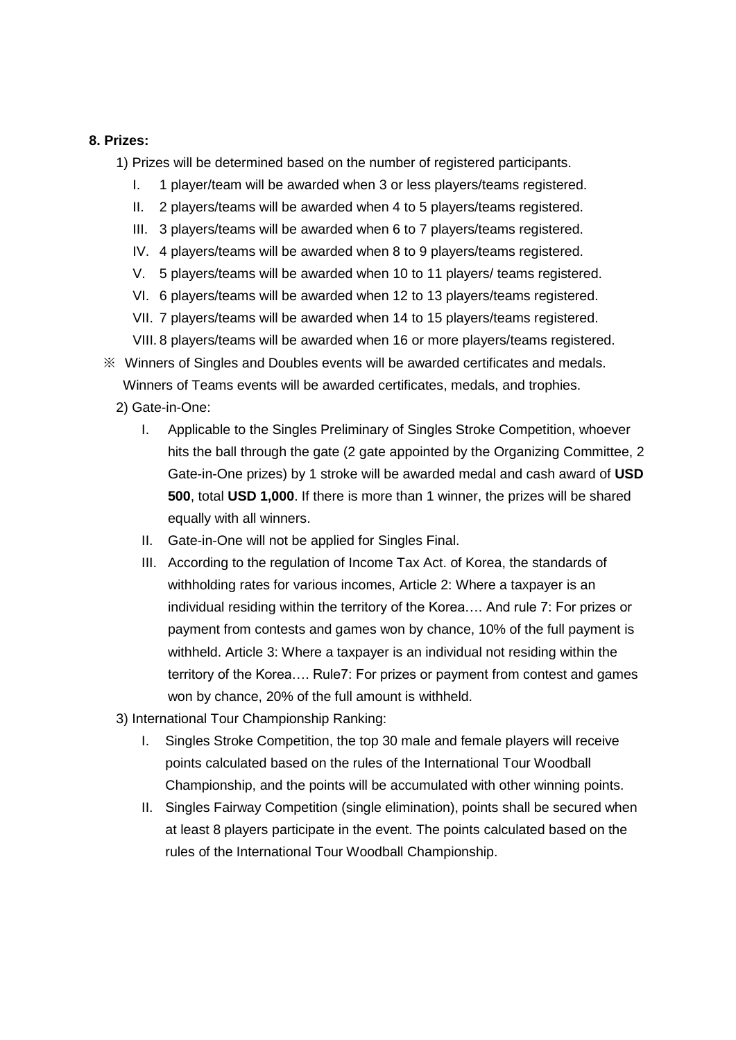**8. Prizes:**

1) Prizes will be determined based on the number of registered participants.

I. 1 player/team will be awarded when 3 or less players/teams registered.

II. 2 players/teams will be awarded when 4 to 5 players/teams registered.

III. 3 players/teams will be awarded when 6 to 7 players/teams registered.

IV. 4 players/teams will be awarded when 8 to 9 players/teams registered.

V. 5 players/teams will be awarded when 10 to 11 players/ teams registered.

VI. 6 players/teams will be awarded when 12 to 13 players/teams registered.

VII. 7 players/teams will be awarded when 14 to 15 players/teams registered.

VIII. 8 players/teams will be awarded when 16 or more players/teams registered.

※ Winners of Singles and Doubles events will be awarded certificates and medals. Winners of Teams events will be awarded certificates, medals, and trophies.

2) Gate-in-One:

I. Applicable to the Singles Preliminary of Singles Stroke Competition, whoever hits the ball through the gate (2 gate appointed by the Organizing Committee, 2 Gate-in-One prizes) by 1 stroke will be awarded medal and cash award of **USD 500**, total **USD 1,000**. If there is more than 1 winner, the prizes will be shared equally with all winners.

II. Gate-in-One will not be applied for Singles Final.

III. According to the regulation of Income Tax Act. of Korea, the standards of withholding rates for various incomes, Article 2: Where a taxpayer is an individual residing within the territory of the Korea…. And rule 7: For prizes or payment from contests and games won by chance, 10% of the full payment is withheld. Article 3: Where a taxpayer is an individual not residing within the territory of the Korea…. Rule7: For prizes or payment from contest and games won by chance, 20% of the full amount is withheld.

3) International Tour Championship Ranking:

I. Singles Stroke Competition, the top 30 male and female players will receive points calculated based on the rules of the International Tour Woodball Championship, and the points will be accumulated with other winning points.

II. Singles Fairway Competition (single elimination), points shall be secured when at least 8 players participate in the event. The points calculated based on the rules of the International Tour Woodball Championship.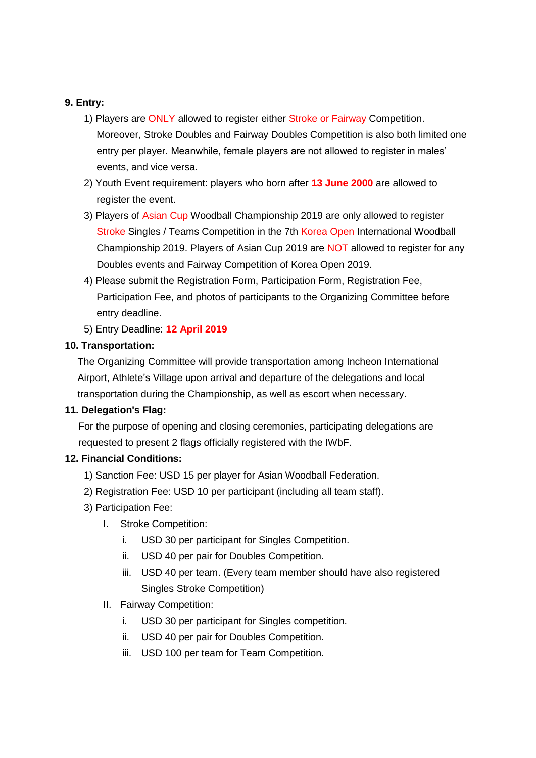**9. Entry:**

1) Players are ONLY allowed to register either Stroke or Fairway Competition. Moreover, Stroke Doubles and Fairway Doubles Competition is also both limited one entry per player. Meanwhile, female players are not allowed to register in males' events, and vice versa.
2) Youth Event requirement: players who born after **13 June 2000** are allowed to register the event.
3) Players of Asian Cup Woodball Championship 2019 are only allowed to register Stroke Singles / Teams Competition in the 7th Korea Open International Woodball Championship 2019. Players of Asian Cup 2019 are NOT allowed to register for any Doubles events and Fairway Competition of Korea Open 2019.
4) Please submit the Registration Form, Participation Form, Registration Fee, Participation Fee, and photos of participants to the Organizing Committee before entry deadline.
5) Entry Deadline: **12 April 2019**

**10. Transportation:**

The Organizing Committee will provide transportation among Incheon International Airport, Athlete's Village upon arrival and departure of the delegations and local transportation during the Championship, as well as escort when necessary.

**11. Delegation's Flag:**

For the purpose of opening and closing ceremonies, participating delegations are requested to present 2 flags officially registered with the IWbF.

**12. Financial Conditions:**

1) Sanction Fee: USD 15 per player for Asian Woodball Federation.
2) Registration Fee: USD 10 per participant (including all team staff).
3) Participation Fee:
   - I. Stroke Competition:
     - i. USD 30 per participant for Singles Competition.
     - ii. USD 40 per pair for Doubles Competition.
     - iii. USD 40 per team. (Every team member should have also registered Singles Stroke Competition)
   - II. Fairway Competition:
     - i. USD 30 per participant for Singles competition.
     - ii. USD 40 per pair for Doubles Competition.
     - iii. USD 100 per team for Team Competition.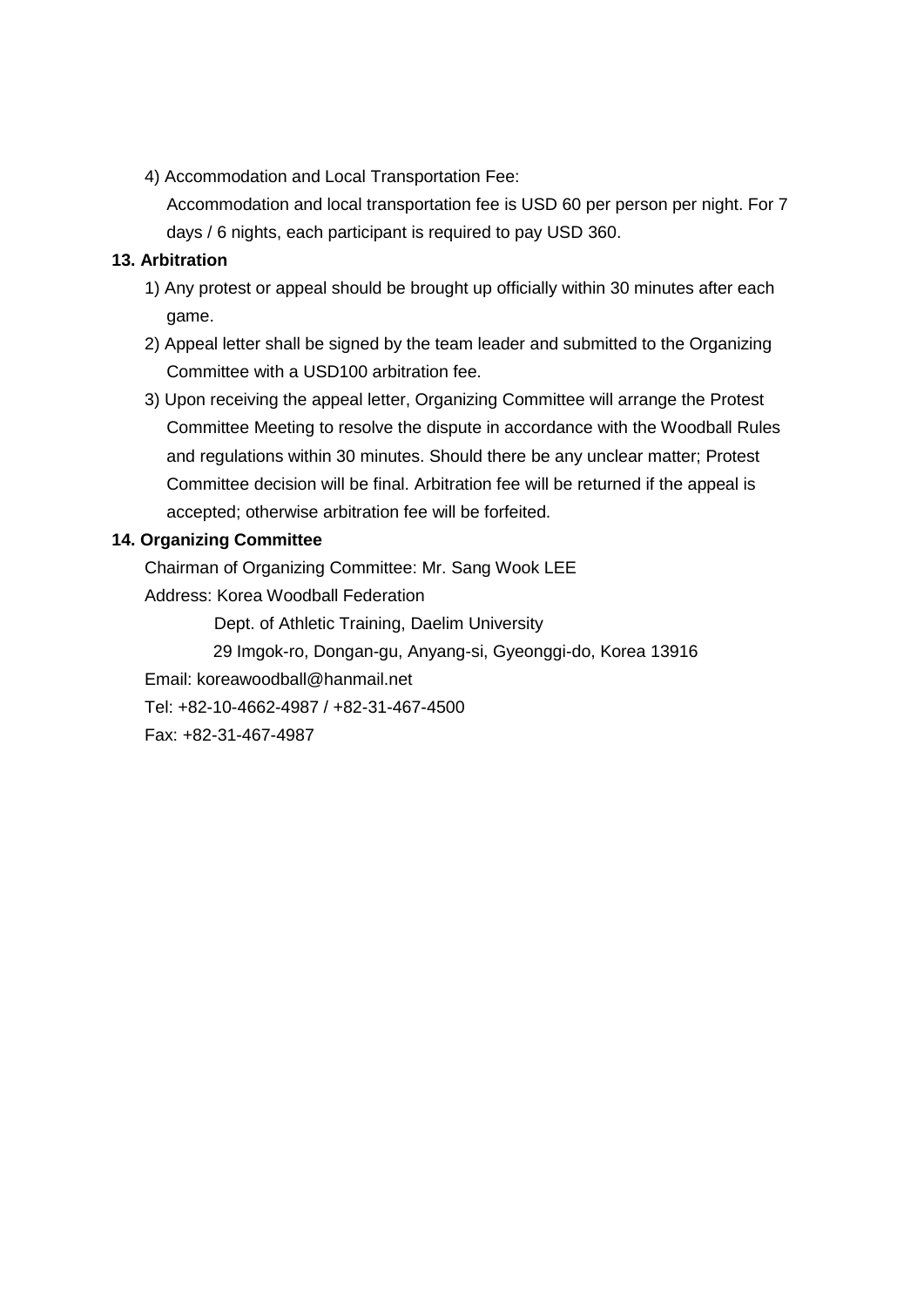4) Accommodation and Local Transportation Fee:

Accommodation and local transportation fee is USD 60 per person per night. For 7 days / 6 nights, each participant is required to pay USD 360.

**13. Arbitration**

1) Any protest or appeal should be brought up officially within 30 minutes after each game.

2) Appeal letter shall be signed by the team leader and submitted to the Organizing Committee with a USD100 arbitration fee.

3) Upon receiving the appeal letter, Organizing Committee will arrange the Protest Committee Meeting to resolve the dispute in accordance with the Woodball Rules and regulations within 30 minutes. Should there be any unclear matter; Protest Committee decision will be final. Arbitration fee will be returned if the appeal is accepted; otherwise arbitration fee will be forfeited.

**14. Organizing Committee**

Chairman of Organizing Committee: Mr. Sang Wook LEE

Address: Korea Woodball Federation
Dept. of Athletic Training, Daelim University
29 Imgok-ro, Dongan-gu, Anyang-si, Gyeonggi-do, Korea 13916

Email: koreawoodball@hanmail.net

Tel: +82-10-4662-4987 / +82-31-467-4500

Fax: +82-31-467-4987